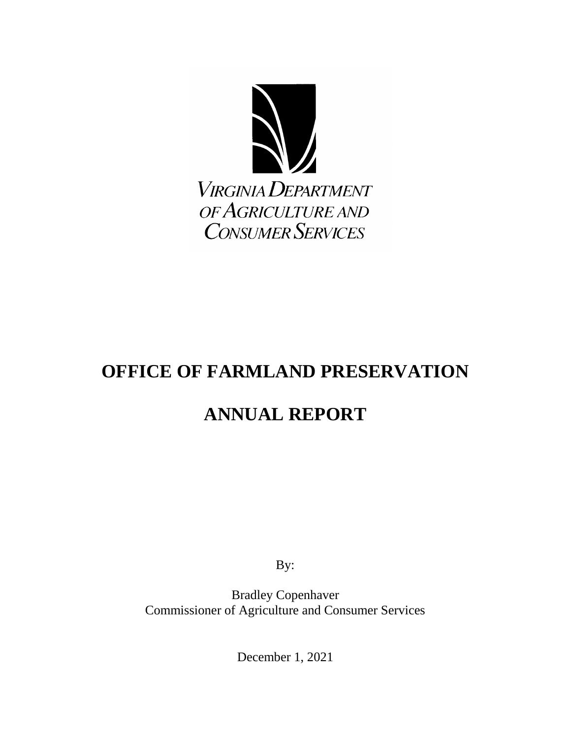VIRGINIA DEPARTMENT OF AGRICULTURE AND CONSUMER SERVICES

# OFFICE OF FARMLAND PRESERVATION

# ANNUAL REPORT

By:

Bradley Copenhaver
Commissioner of Agriculture and Consumer Services

December 1, 2021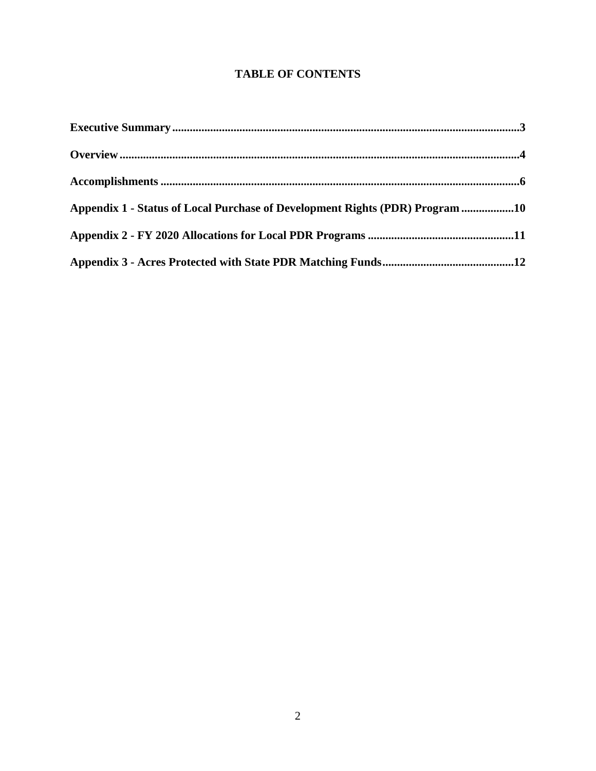# TABLE OF CONTENTS

**Executive Summary** .......................................................................................................................3

**Overview** .........................................................................................................................................4

**Accomplishments** ...........................................................................................................................6

**Appendix 1 - Status of Local Purchase of Development Rights (PDR) Program** ..................10

**Appendix 2 - FY 2020 Allocations for Local PDR Programs** ..................................................11

**Appendix 3 - Acres Protected with State PDR Matching Funds** .............................................12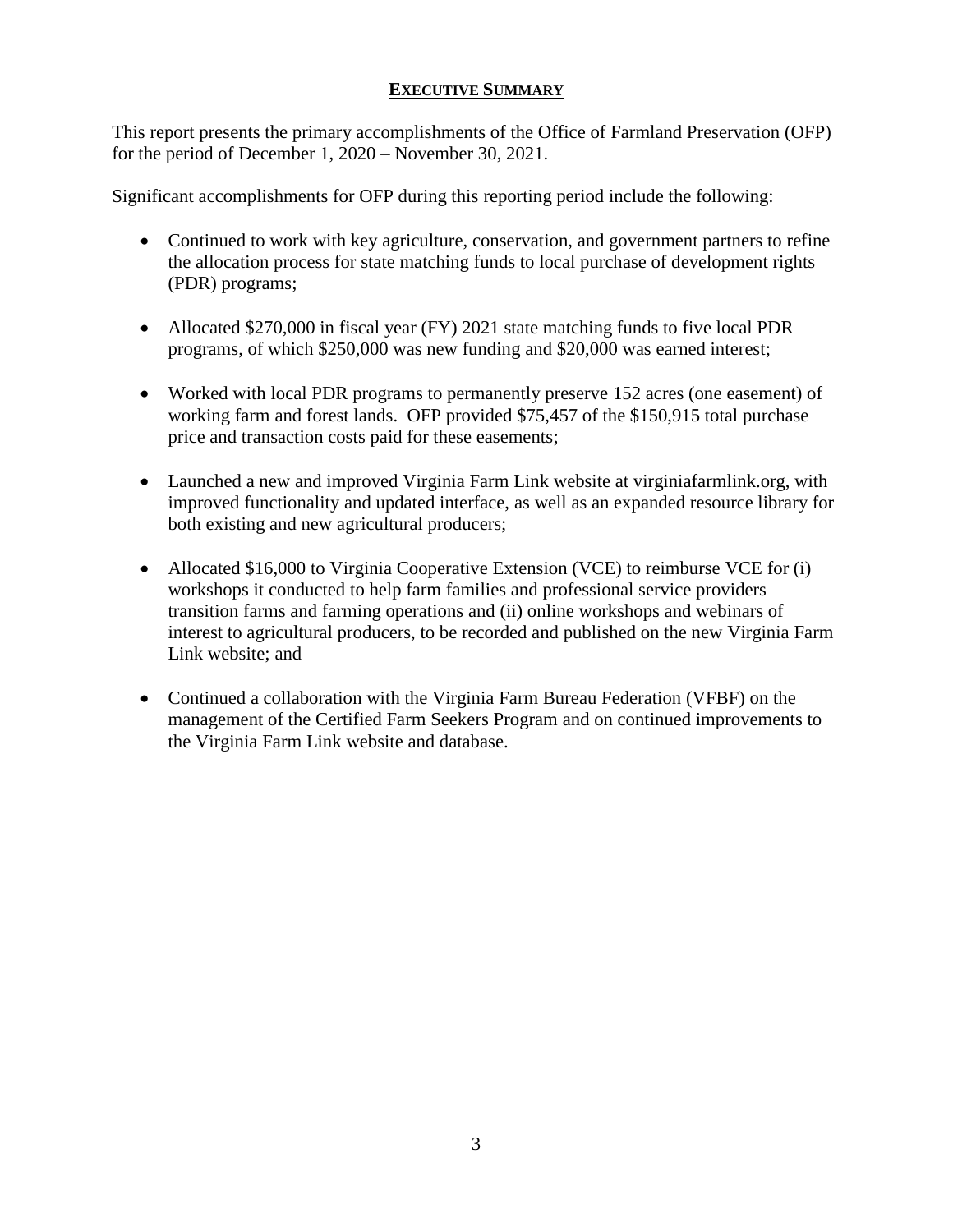## Executive Summary

This report presents the primary accomplishments of the Office of Farmland Preservation (OFP) for the period of December 1, 2020 – November 30, 2021.

Significant accomplishments for OFP during this reporting period include the following:

- Continued to work with key agriculture, conservation, and government partners to refine the allocation process for state matching funds to local purchase of development rights (PDR) programs;
- Allocated $270,000 in fiscal year (FY) 2021 state matching funds to five local PDR programs, of which $250,000 was new funding and $20,000 was earned interest;
- Worked with local PDR programs to permanently preserve 152 acres (one easement) of working farm and forest lands. OFP provided $75,457 of the $150,915 total purchase price and transaction costs paid for these easements;
- Launched a new and improved Virginia Farm Link website at virginiafarmlink.org, with improved functionality and updated interface, as well as an expanded resource library for both existing and new agricultural producers;
- Allocated $16,000 to Virginia Cooperative Extension (VCE) to reimburse VCE for (i) workshops it conducted to help farm families and professional service providers transition farms and farming operations and (ii) online workshops and webinars of interest to agricultural producers, to be recorded and published on the new Virginia Farm Link website; and
- Continued a collaboration with the Virginia Farm Bureau Federation (VFBF) on the management of the Certified Farm Seekers Program and on continued improvements to the Virginia Farm Link website and database.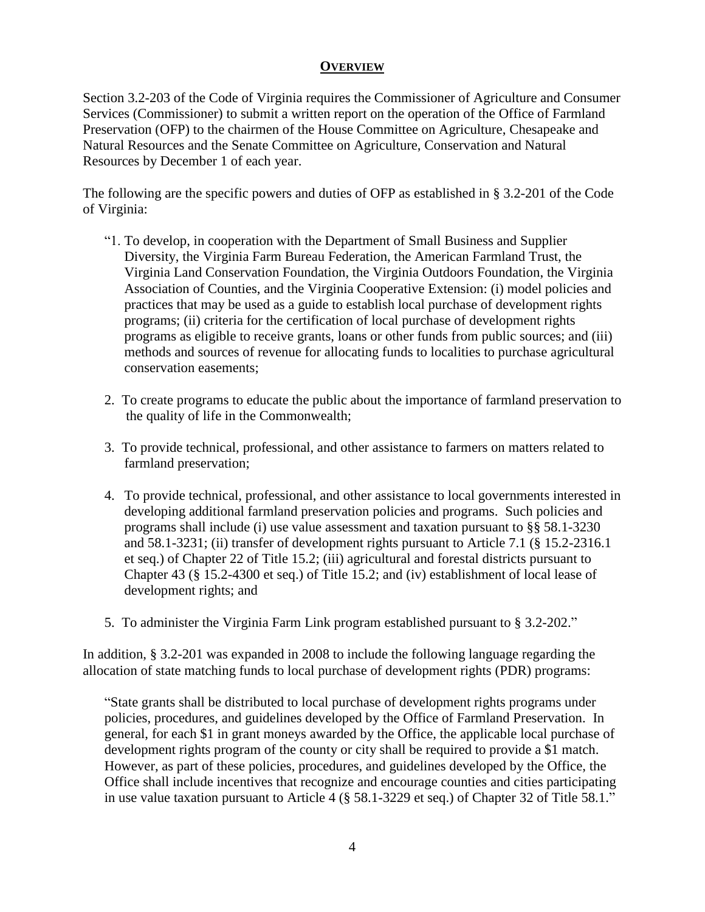## OVERVIEW

Section 3.2-203 of the Code of Virginia requires the Commissioner of Agriculture and Consumer Services (Commissioner) to submit a written report on the operation of the Office of Farmland Preservation (OFP) to the chairmen of the House Committee on Agriculture, Chesapeake and Natural Resources and the Senate Committee on Agriculture, Conservation and Natural Resources by December 1 of each year.

The following are the specific powers and duties of OFP as established in § 3.2-201 of the Code of Virginia:

"1. To develop, in cooperation with the Department of Small Business and Supplier Diversity, the Virginia Farm Bureau Federation, the American Farmland Trust, the Virginia Land Conservation Foundation, the Virginia Outdoors Foundation, the Virginia Association of Counties, and the Virginia Cooperative Extension: (i) model policies and practices that may be used as a guide to establish local purchase of development rights programs; (ii) criteria for the certification of local purchase of development rights programs as eligible to receive grants, loans or other funds from public sources; and (iii) methods and sources of revenue for allocating funds to localities to purchase agricultural conservation easements;

2. To create programs to educate the public about the importance of farmland preservation to the quality of life in the Commonwealth;

3. To provide technical, professional, and other assistance to farmers on matters related to farmland preservation;

4. To provide technical, professional, and other assistance to local governments interested in developing additional farmland preservation policies and programs. Such policies and programs shall include (i) use value assessment and taxation pursuant to §§ 58.1-3230 and 58.1-3231; (ii) transfer of development rights pursuant to Article 7.1 (§ 15.2-2316.1 et seq.) of Chapter 22 of Title 15.2; (iii) agricultural and forestal districts pursuant to Chapter 43 (§ 15.2-4300 et seq.) of Title 15.2; and (iv) establishment of local lease of development rights; and

5. To administer the Virginia Farm Link program established pursuant to § 3.2-202."

In addition, § 3.2-201 was expanded in 2008 to include the following language regarding the allocation of state matching funds to local purchase of development rights (PDR) programs:

"State grants shall be distributed to local purchase of development rights programs under policies, procedures, and guidelines developed by the Office of Farmland Preservation. In general, for each $1 in grant moneys awarded by the Office, the applicable local purchase of development rights program of the county or city shall be required to provide a $1 match. However, as part of these policies, procedures, and guidelines developed by the Office, the Office shall include incentives that recognize and encourage counties and cities participating in use value taxation pursuant to Article 4 (§ 58.1-3229 et seq.) of Chapter 32 of Title 58.1."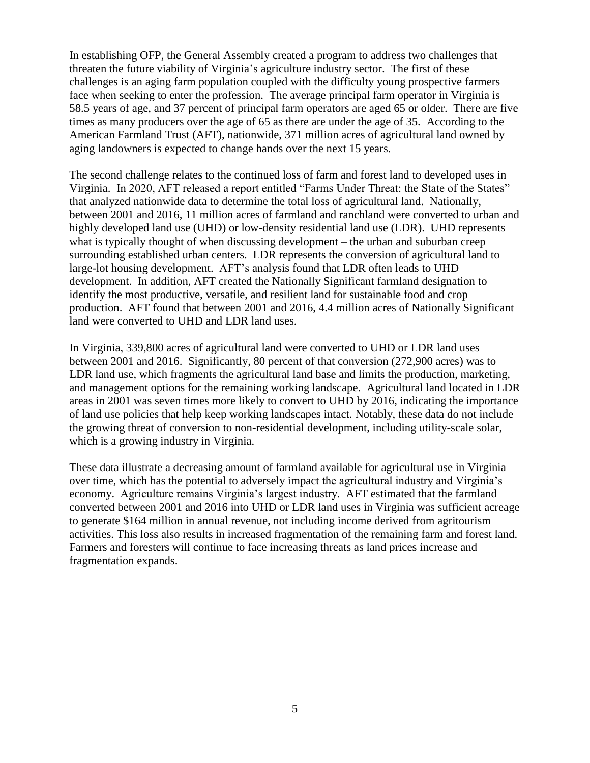In establishing OFP, the General Assembly created a program to address two challenges that threaten the future viability of Virginia's agriculture industry sector. The first of these challenges is an aging farm population coupled with the difficulty young prospective farmers face when seeking to enter the profession. The average principal farm operator in Virginia is 58.5 years of age, and 37 percent of principal farm operators are aged 65 or older. There are five times as many producers over the age of 65 as there are under the age of 35. According to the American Farmland Trust (AFT), nationwide, 371 million acres of agricultural land owned by aging landowners is expected to change hands over the next 15 years.

The second challenge relates to the continued loss of farm and forest land to developed uses in Virginia. In 2020, AFT released a report entitled "Farms Under Threat: the State of the States" that analyzed nationwide data to determine the total loss of agricultural land. Nationally, between 2001 and 2016, 11 million acres of farmland and ranchland were converted to urban and highly developed land use (UHD) or low-density residential land use (LDR). UHD represents what is typically thought of when discussing development – the urban and suburban creep surrounding established urban centers. LDR represents the conversion of agricultural land to large-lot housing development. AFT's analysis found that LDR often leads to UHD development. In addition, AFT created the Nationally Significant farmland designation to identify the most productive, versatile, and resilient land for sustainable food and crop production. AFT found that between 2001 and 2016, 4.4 million acres of Nationally Significant land were converted to UHD and LDR land uses.

In Virginia, 339,800 acres of agricultural land were converted to UHD or LDR land uses between 2001 and 2016. Significantly, 80 percent of that conversion (272,900 acres) was to LDR land use, which fragments the agricultural land base and limits the production, marketing, and management options for the remaining working landscape. Agricultural land located in LDR areas in 2001 was seven times more likely to convert to UHD by 2016, indicating the importance of land use policies that help keep working landscapes intact. Notably, these data do not include the growing threat of conversion to non-residential development, including utility-scale solar, which is a growing industry in Virginia.

These data illustrate a decreasing amount of farmland available for agricultural use in Virginia over time, which has the potential to adversely impact the agricultural industry and Virginia's economy. Agriculture remains Virginia's largest industry. AFT estimated that the farmland converted between 2001 and 2016 into UHD or LDR land uses in Virginia was sufficient acreage to generate $164 million in annual revenue, not including income derived from agritourism activities. This loss also results in increased fragmentation of the remaining farm and forest land. Farmers and foresters will continue to face increasing threats as land prices increase and fragmentation expands.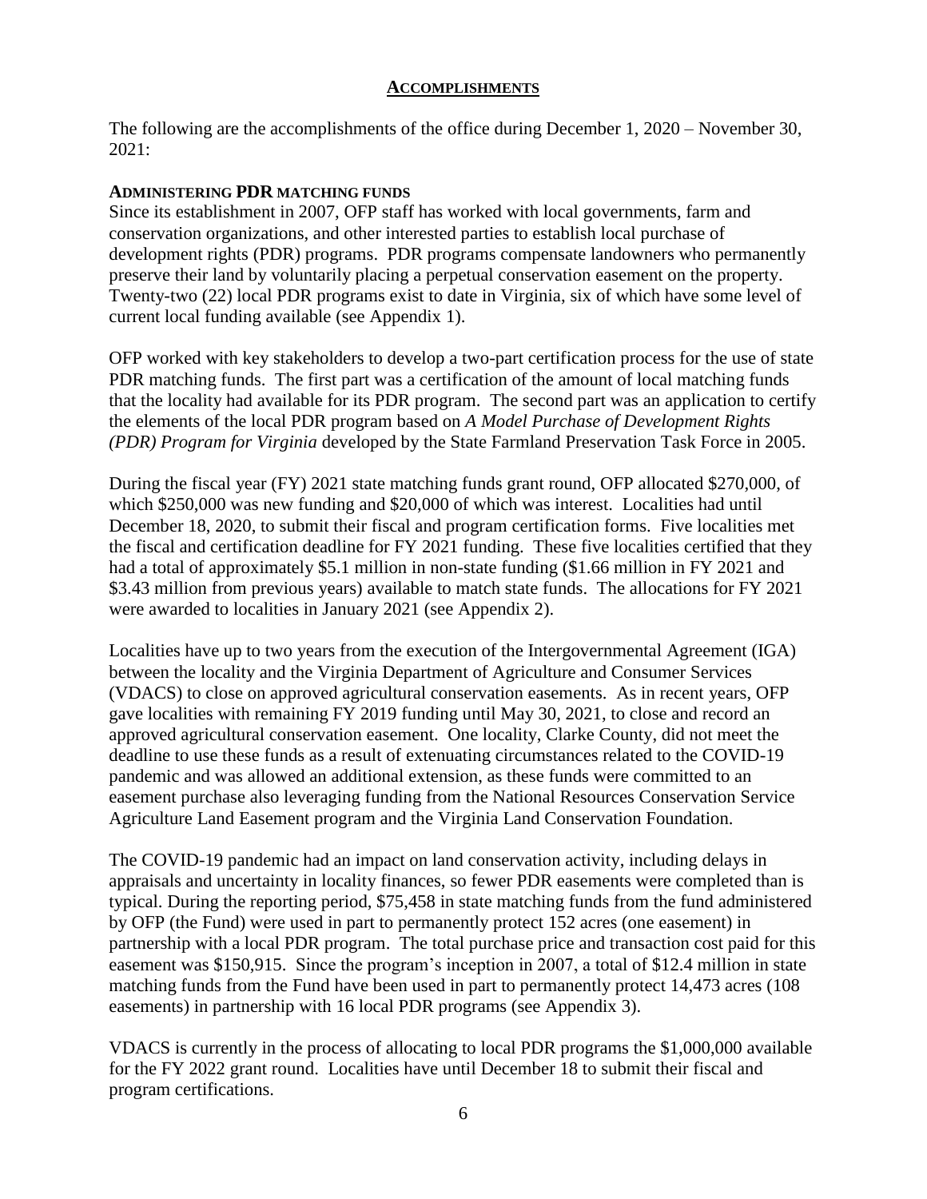## **ACCOMPLISHMENTS**

The following are the accomplishments of the office during December 1, 2020 – November 30, 2021:

### **ADMINISTERING PDR MATCHING FUNDS**

Since its establishment in 2007, OFP staff has worked with local governments, farm and conservation organizations, and other interested parties to establish local purchase of development rights (PDR) programs. PDR programs compensate landowners who permanently preserve their land by voluntarily placing a perpetual conservation easement on the property. Twenty-two (22) local PDR programs exist to date in Virginia, six of which have some level of current local funding available (see Appendix 1).

OFP worked with key stakeholders to develop a two-part certification process for the use of state PDR matching funds. The first part was a certification of the amount of local matching funds that the locality had available for its PDR program. The second part was an application to certify the elements of the local PDR program based on *A Model Purchase of Development Rights (PDR) Program for Virginia* developed by the State Farmland Preservation Task Force in 2005.

During the fiscal year (FY) 2021 state matching funds grant round, OFP allocated $270,000, of which $250,000 was new funding and $20,000 of which was interest. Localities had until December 18, 2020, to submit their fiscal and program certification forms. Five localities met the fiscal and certification deadline for FY 2021 funding. These five localities certified that they had a total of approximately $5.1 million in non-state funding ($1.66 million in FY 2021 and $3.43 million from previous years) available to match state funds. The allocations for FY 2021 were awarded to localities in January 2021 (see Appendix 2).

Localities have up to two years from the execution of the Intergovernmental Agreement (IGA) between the locality and the Virginia Department of Agriculture and Consumer Services (VDACS) to close on approved agricultural conservation easements. As in recent years, OFP gave localities with remaining FY 2019 funding until May 30, 2021, to close and record an approved agricultural conservation easement. One locality, Clarke County, did not meet the deadline to use these funds as a result of extenuating circumstances related to the COVID-19 pandemic and was allowed an additional extension, as these funds were committed to an easement purchase also leveraging funding from the National Resources Conservation Service Agriculture Land Easement program and the Virginia Land Conservation Foundation.

The COVID-19 pandemic had an impact on land conservation activity, including delays in appraisals and uncertainty in locality finances, so fewer PDR easements were completed than is typical. During the reporting period, $75,458 in state matching funds from the fund administered by OFP (the Fund) were used in part to permanently protect 152 acres (one easement) in partnership with a local PDR program. The total purchase price and transaction cost paid for this easement was $150,915. Since the program's inception in 2007, a total of $12.4 million in state matching funds from the Fund have been used in part to permanently protect 14,473 acres (108 easements) in partnership with 16 local PDR programs (see Appendix 3).

VDACS is currently in the process of allocating to local PDR programs the $1,000,000 available for the FY 2022 grant round. Localities have until December 18 to submit their fiscal and program certifications.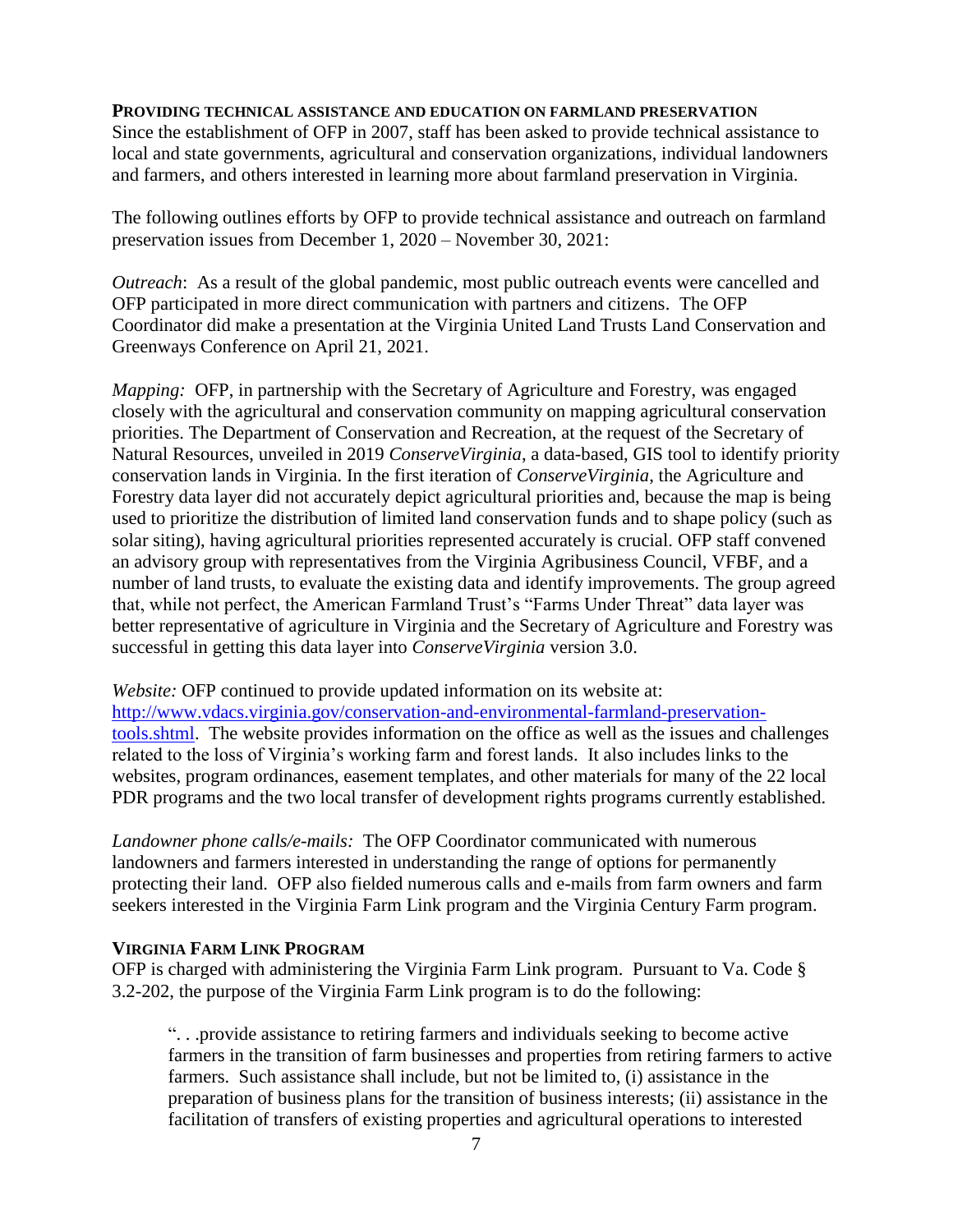## PROVIDING TECHNICAL ASSISTANCE AND EDUCATION ON FARMLAND PRESERVATION

Since the establishment of OFP in 2007, staff has been asked to provide technical assistance to local and state governments, agricultural and conservation organizations, individual landowners and farmers, and others interested in learning more about farmland preservation in Virginia.

The following outlines efforts by OFP to provide technical assistance and outreach on farmland preservation issues from December 1, 2020 – November 30, 2021:

*Outreach*: As a result of the global pandemic, most public outreach events were cancelled and OFP participated in more direct communication with partners and citizens. The OFP Coordinator did make a presentation at the Virginia United Land Trusts Land Conservation and Greenways Conference on April 21, 2021.

*Mapping:* OFP, in partnership with the Secretary of Agriculture and Forestry, was engaged closely with the agricultural and conservation community on mapping agricultural conservation priorities. The Department of Conservation and Recreation, at the request of the Secretary of Natural Resources, unveiled in 2019 *ConserveVirginia*, a data-based, GIS tool to identify priority conservation lands in Virginia. In the first iteration of *ConserveVirginia*, the Agriculture and Forestry data layer did not accurately depict agricultural priorities and, because the map is being used to prioritize the distribution of limited land conservation funds and to shape policy (such as solar siting), having agricultural priorities represented accurately is crucial. OFP staff convened an advisory group with representatives from the Virginia Agribusiness Council, VFBF, and a number of land trusts, to evaluate the existing data and identify improvements. The group agreed that, while not perfect, the American Farmland Trust's "Farms Under Threat" data layer was better representative of agriculture in Virginia and the Secretary of Agriculture and Forestry was successful in getting this data layer into *ConserveVirginia* version 3.0.

*Website:* OFP continued to provide updated information on its website at: [http://www.vdacs.virginia.gov/conservation-and-environmental-farmland-preservation-tools.shtml](http://www.vdacs.virginia.gov/conservation-and-environmental-farmland-preservation-tools.shtml). The website provides information on the office as well as the issues and challenges related to the loss of Virginia's working farm and forest lands. It also includes links to the websites, program ordinances, easement templates, and other materials for many of the 22 local PDR programs and the two local transfer of development rights programs currently established.

*Landowner phone calls/e-mails:* The OFP Coordinator communicated with numerous landowners and farmers interested in understanding the range of options for permanently protecting their land. OFP also fielded numerous calls and e-mails from farm owners and farm seekers interested in the Virginia Farm Link program and the Virginia Century Farm program.

## VIRGINIA FARM LINK PROGRAM

OFP is charged with administering the Virginia Farm Link program. Pursuant to Va. Code § 3.2-202, the purpose of the Virginia Farm Link program is to do the following:

> ". . .provide assistance to retiring farmers and individuals seeking to become active farmers in the transition of farm businesses and properties from retiring farmers to active farmers. Such assistance shall include, but not be limited to, (i) assistance in the preparation of business plans for the transition of business interests; (ii) assistance in the facilitation of transfers of existing properties and agricultural operations to interested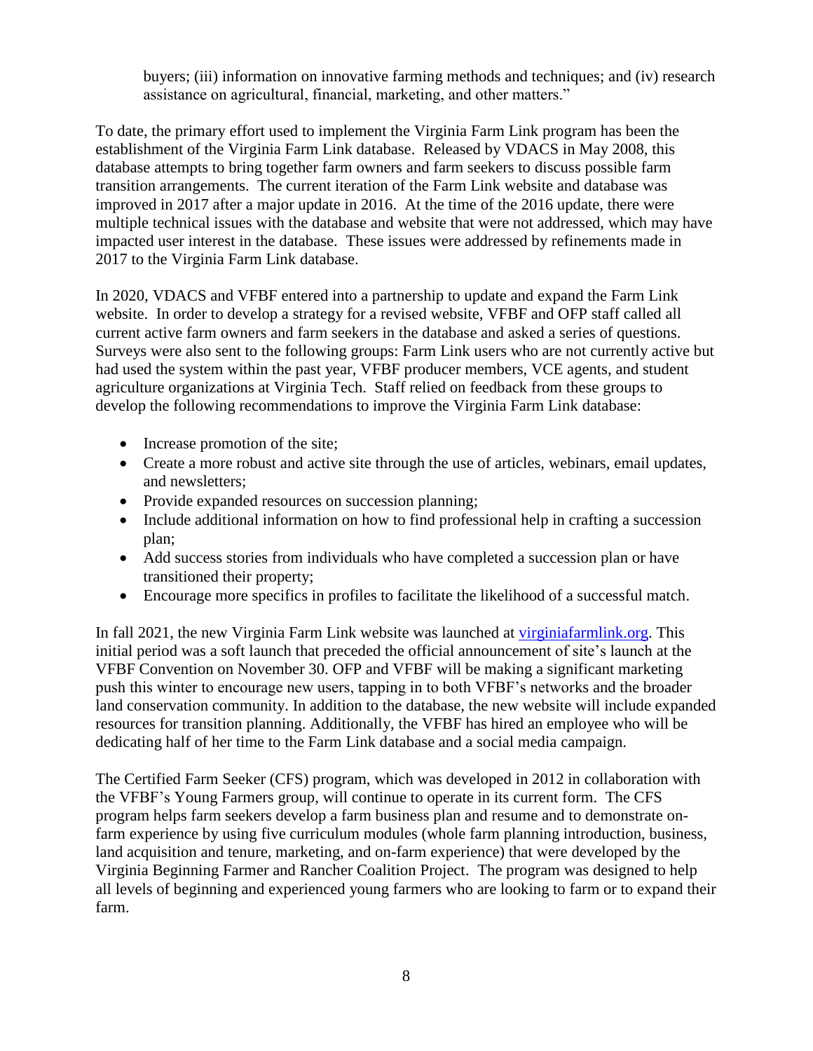buyers; (iii) information on innovative farming methods and techniques; and (iv) research assistance on agricultural, financial, marketing, and other matters."

To date, the primary effort used to implement the Virginia Farm Link program has been the establishment of the Virginia Farm Link database. Released by VDACS in May 2008, this database attempts to bring together farm owners and farm seekers to discuss possible farm transition arrangements. The current iteration of the Farm Link website and database was improved in 2017 after a major update in 2016. At the time of the 2016 update, there were multiple technical issues with the database and website that were not addressed, which may have impacted user interest in the database. These issues were addressed by refinements made in 2017 to the Virginia Farm Link database.

In 2020, VDACS and VFBF entered into a partnership to update and expand the Farm Link website. In order to develop a strategy for a revised website, VFBF and OFP staff called all current active farm owners and farm seekers in the database and asked a series of questions. Surveys were also sent to the following groups: Farm Link users who are not currently active but had used the system within the past year, VFBF producer members, VCE agents, and student agriculture organizations at Virginia Tech. Staff relied on feedback from these groups to develop the following recommendations to improve the Virginia Farm Link database:

- Increase promotion of the site;
- Create a more robust and active site through the use of articles, webinars, email updates, and newsletters;
- Provide expanded resources on succession planning;
- Include additional information on how to find professional help in crafting a succession plan;
- Add success stories from individuals who have completed a succession plan or have transitioned their property;
- Encourage more specifics in profiles to facilitate the likelihood of a successful match.

In fall 2021, the new Virginia Farm Link website was launched at [virginiafarmlink.org](virginiafarmlink.org). This initial period was a soft launch that preceded the official announcement of site's launch at the VFBF Convention on November 30. OFP and VFBF will be making a significant marketing push this winter to encourage new users, tapping in to both VFBF's networks and the broader land conservation community. In addition to the database, the new website will include expanded resources for transition planning. Additionally, the VFBF has hired an employee who will be dedicating half of her time to the Farm Link database and a social media campaign.

The Certified Farm Seeker (CFS) program, which was developed in 2012 in collaboration with the VFBF's Young Farmers group, will continue to operate in its current form. The CFS program helps farm seekers develop a farm business plan and resume and to demonstrate on-farm experience by using five curriculum modules (whole farm planning introduction, business, land acquisition and tenure, marketing, and on-farm experience) that were developed by the Virginia Beginning Farmer and Rancher Coalition Project. The program was designed to help all levels of beginning and experienced young farmers who are looking to farm or to expand their farm.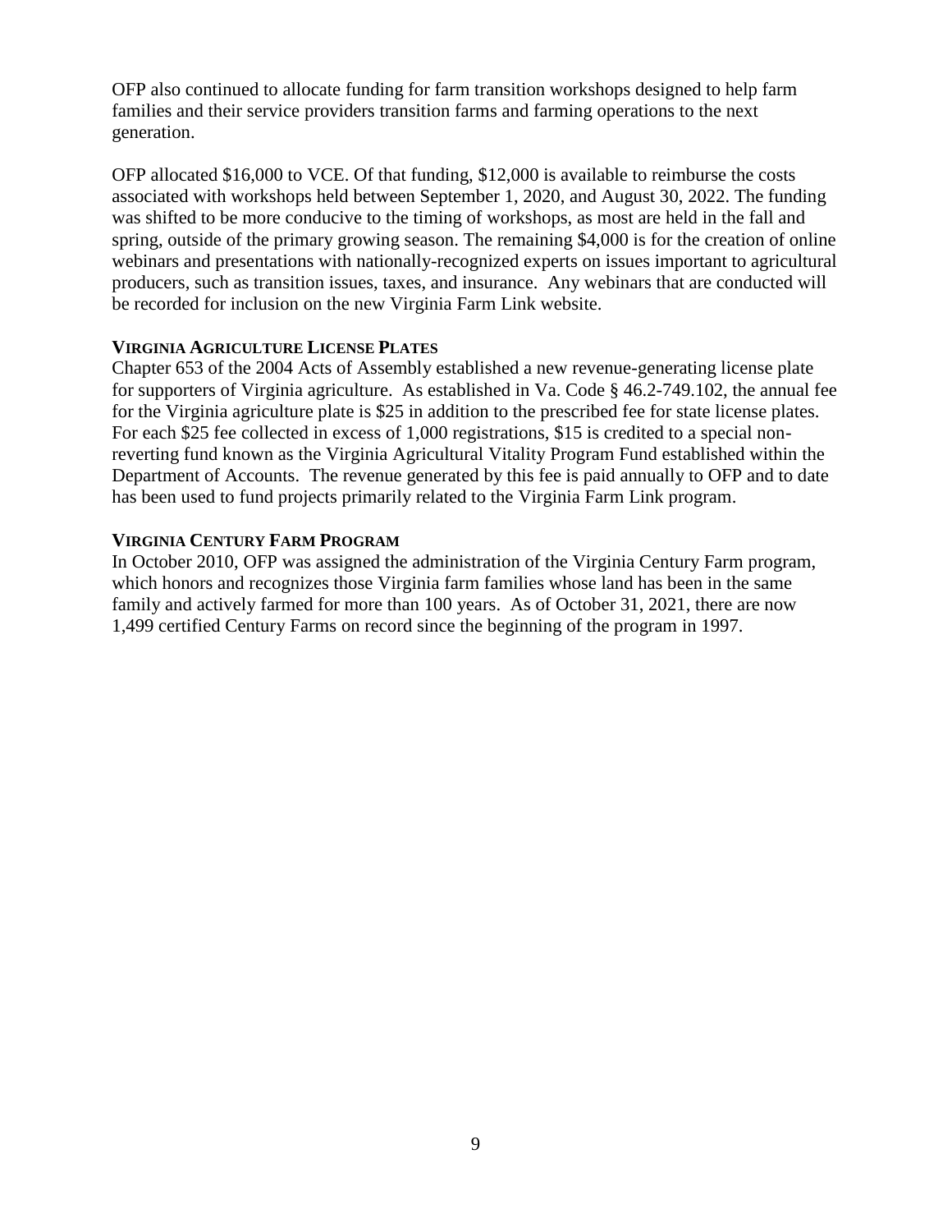OFP also continued to allocate funding for farm transition workshops designed to help farm families and their service providers transition farms and farming operations to the next generation.

OFP allocated $16,000 to VCE. Of that funding, $12,000 is available to reimburse the costs associated with workshops held between September 1, 2020, and August 30, 2022. The funding was shifted to be more conducive to the timing of workshops, as most are held in the fall and spring, outside of the primary growing season. The remaining $4,000 is for the creation of online webinars and presentations with nationally-recognized experts on issues important to agricultural producers, such as transition issues, taxes, and insurance. Any webinars that are conducted will be recorded for inclusion on the new Virginia Farm Link website.

### VIRGINIA AGRICULTURE LICENSE PLATES

Chapter 653 of the 2004 Acts of Assembly established a new revenue-generating license plate for supporters of Virginia agriculture. As established in Va. Code § 46.2-749.102, the annual fee for the Virginia agriculture plate is $25 in addition to the prescribed fee for state license plates. For each $25 fee collected in excess of 1,000 registrations, $15 is credited to a special non-reverting fund known as the Virginia Agricultural Vitality Program Fund established within the Department of Accounts. The revenue generated by this fee is paid annually to OFP and to date has been used to fund projects primarily related to the Virginia Farm Link program.

### VIRGINIA CENTURY FARM PROGRAM

In October 2010, OFP was assigned the administration of the Virginia Century Farm program, which honors and recognizes those Virginia farm families whose land has been in the same family and actively farmed for more than 100 years. As of October 31, 2021, there are now 1,499 certified Century Farms on record since the beginning of the program in 1997.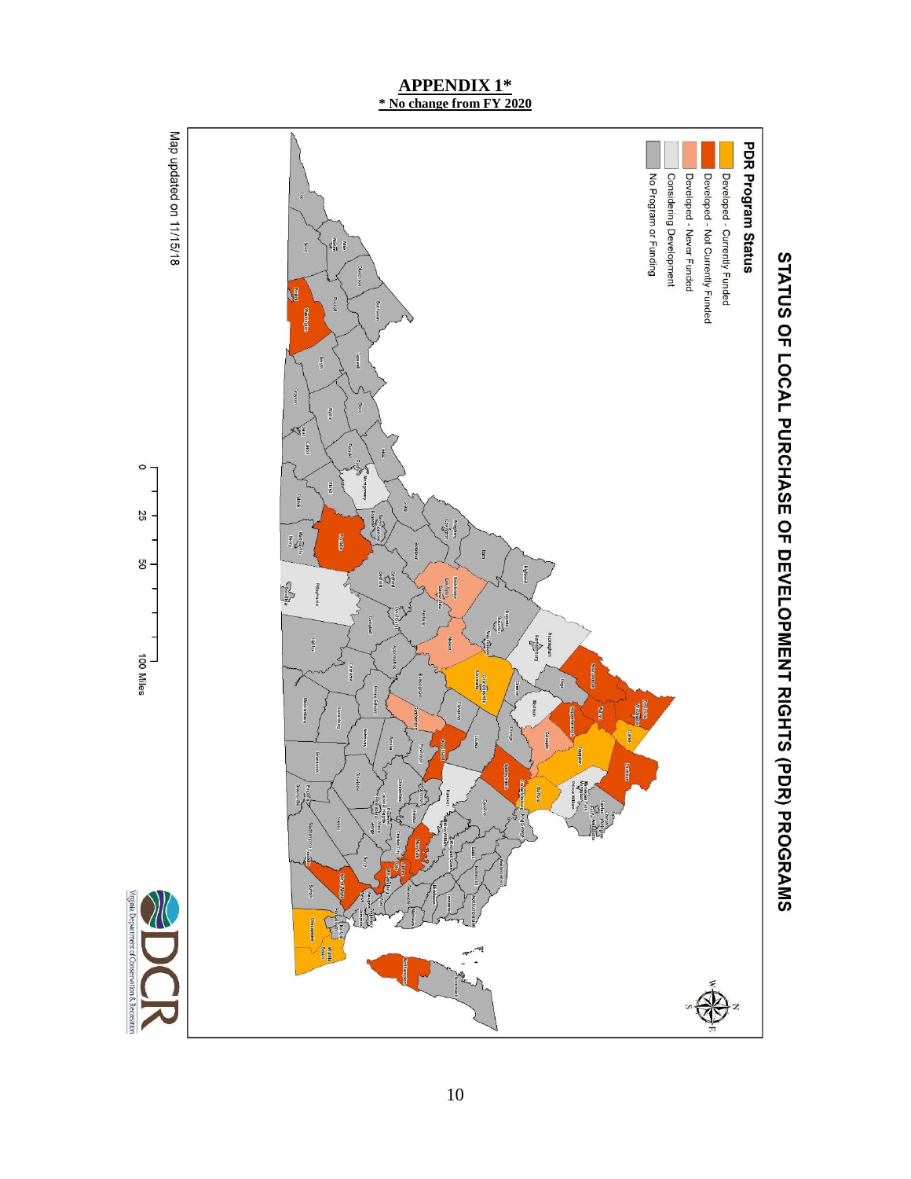## APPENDIX 1*

**\* No change from FY 2020**

STATUS OF LOCAL PURCHASE OF DEVELOPMENT RIGHTS (PDR) PROGRAMS

PDR Program Status

Developed - Currently Funded

Developed - Not Currently Funded

Developed - Never Funded

Considering Development

No Program or Funding

Map updated on 11/15/18

0 25 50 100 Miles

Virginia Department of Conservation & Recreation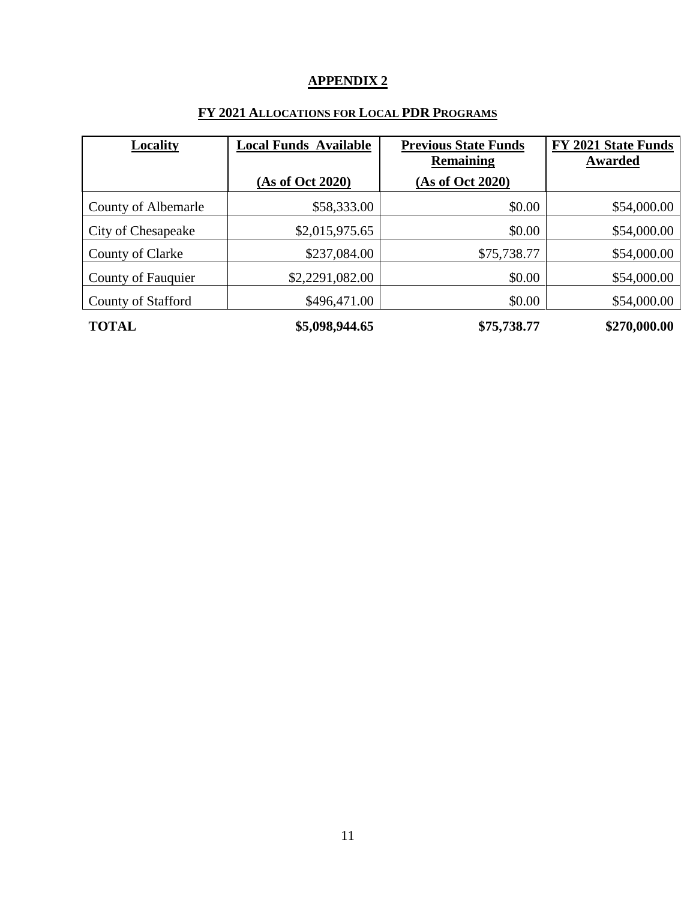## APPENDIX 2

### FY 2021 ALLOCATIONS FOR LOCAL PDR PROGRAMS

| Locality | Local Funds Available (As of Oct 2020) | Previous State Funds Remaining (As of Oct 2020) | FY 2021 State Funds Awarded |
|---|---|---|---|
| County of Albemarle | $58,333.00 | $0.00 | $54,000.00 |
| City of Chesapeake | $2,015,975.65 | $0.00 | $54,000.00 |
| County of Clarke | $237,084.00 | $75,738.77 | $54,000.00 |
| County of Fauquier | $2,2291,082.00 | $0.00 | $54,000.00 |
| County of Stafford | $496,471.00 | $0.00 | $54,000.00 |
| **TOTAL** | **$5,098,944.65** | **$75,738.77** | **$270,000.00** |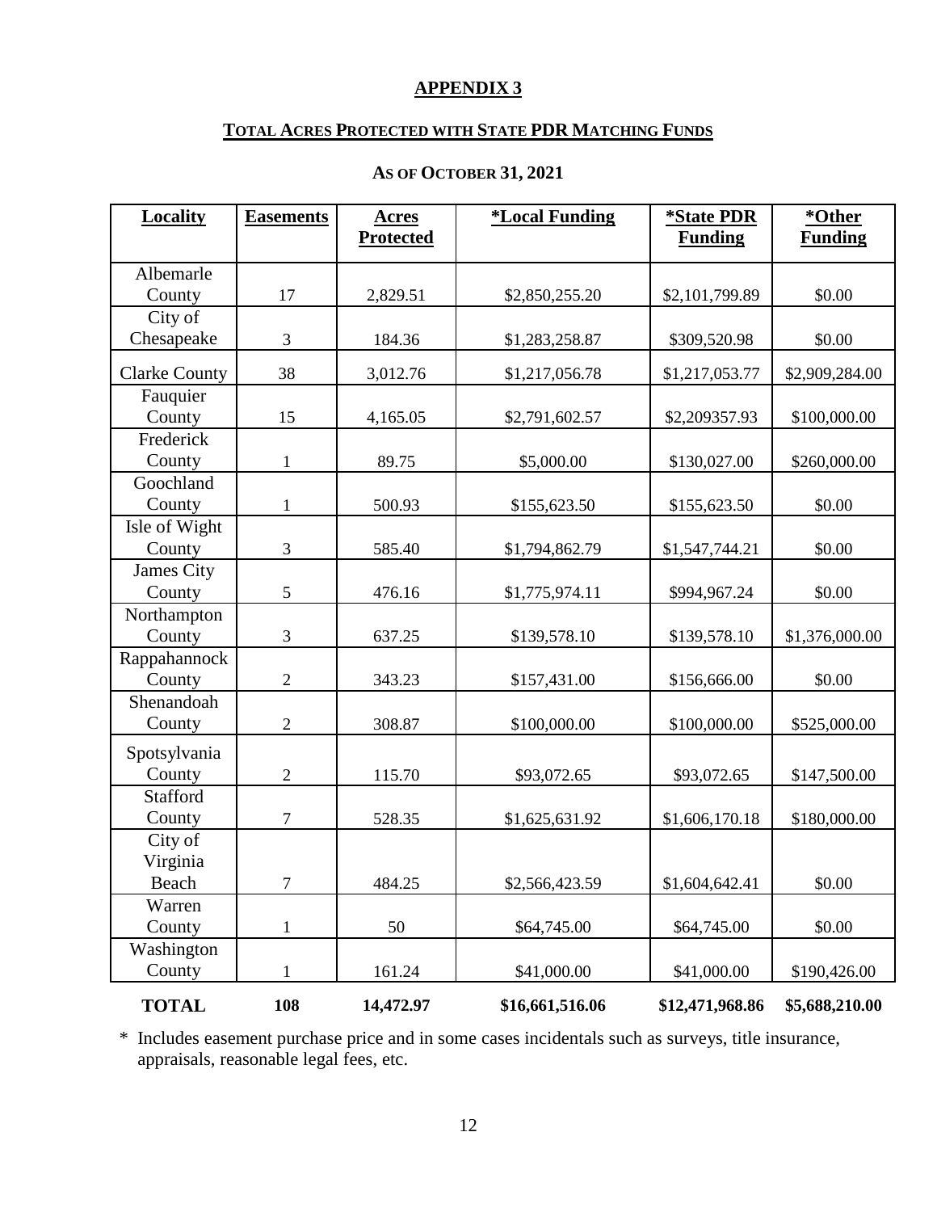## APPENDIX 3

### TOTAL ACRES PROTECTED WITH STATE PDR MATCHING FUNDS

### AS OF OCTOBER 31, 2021

| Locality | Easements | Acres Protected | *Local Funding | *State PDR Funding | *Other Funding |
|---|---|---|---|---|---|
| Albemarle County | 17 | 2,829.51 | $2,850,255.20 | $2,101,799.89 | $0.00 |
| City of Chesapeake | 3 | 184.36 | $1,283,258.87 | $309,520.98 | $0.00 |
| Clarke County | 38 | 3,012.76 | $1,217,056.78 | $1,217,053.77 | $2,909,284.00 |
| Fauquier County | 15 | 4,165.05 | $2,791,602.57 | $2209357.93 | $100,000.00 |
| Frederick County | 1 | 89.75 | $5,000.00 | $130,027.00 | $260,000.00 |
| Goochland County | 1 | 500.93 | $155,623.50 | $155,623.50 | $0.00 |
| Isle of Wight County | 3 | 585.40 | $1,794,862.79 | $1,547,744.21 | $0.00 |
| James City County | 5 | 476.16 | $1,775,974.11 | $994,967.24 | $0.00 |
| Northampton County | 3 | 637.25 | $139,578.10 | $139,578.10 | $1,376,000.00 |
| Rappahannock County | 2 | 343.23 | $157,431.00 | $156,666.00 | $0.00 |
| Shenandoah County | 2 | 308.87 | $100,000.00 | $100,000.00 | $525,000.00 |
| Spotsylvania County | 2 | 115.70 | $93,072.65 | $93,072.65 | $147,500.00 |
| Stafford County | 7 | 528.35 | $1,625,631.92 | $1,606,170.18 | $180,000.00 |
| City of Virginia Beach | 7 | 484.25 | $2,566,423.59 | $1,604,642.41 | $0.00 |
| Warren County | 1 | 50 | $64,745.00 | $64,745.00 | $0.00 |
| Washington County | 1 | 161.24 | $41,000.00 | $41,000.00 | $190,426.00 |
| **TOTAL** | **108** | **14,472.97** | **$16,661,516.06** | **$12,471,968.86** | **$5,688,210.00** |

\* Includes easement purchase price and in some cases incidentals such as surveys, title insurance, appraisals, reasonable legal fees, etc.